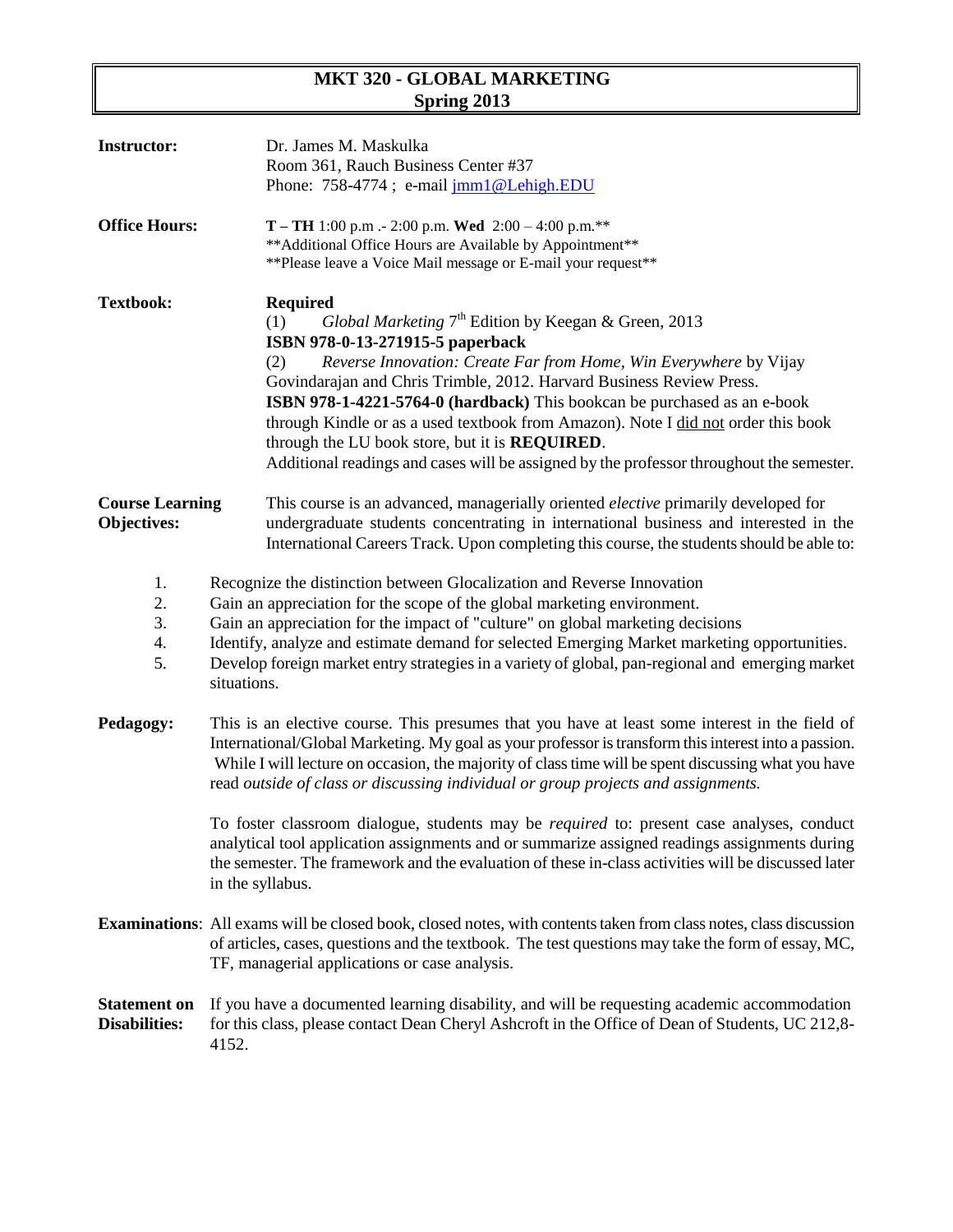# MKT 320 - GLOBAL MARKETING
## Spring 2013

**Instructor:** Dr. James M. Maskulka
Room 361, Rauch Business Center #37
Phone: 758-4774 ; e-mail jmm1@Lehigh.EDU

**Office Hours:** **T – TH** 1:00 p.m .- 2:00 p.m. **Wed** 2:00 – 4:00 p.m.**
**Additional Office Hours are Available by Appointment**
**Please leave a Voice Mail message or E-mail your request**

**Textbook:** **Required**

(1) *Global Marketing* 7th Edition by Keegan & Green, 2013
**ISBN 978-0-13-271915-5 paperback**

(2) *Reverse Innovation: Create Far from Home, Win Everywhere* by Vijay Govindarajan and Chris Trimble, 2012. Harvard Business Review Press.
**ISBN 978-1-4221-5764-0 (hardback)** This bookcan be purchased as an e-book through Kindle or as a used textbook from Amazon). Note I did not order this book through the LU book store, but it is **REQUIRED**.
Additional readings and cases will be assigned by the professor throughout the semester.

**Course Learning Objectives:** This course is an advanced, managerially oriented *elective* primarily developed for undergraduate students concentrating in international business and interested in the International Careers Track. Upon completing this course, the students should be able to:

1. Recognize the distinction between Glocalization and Reverse Innovation
2. Gain an appreciation for the scope of the global marketing environment.
3. Gain an appreciation for the impact of "culture" on global marketing decisions
4. Identify, analyze and estimate demand for selected Emerging Market marketing opportunities.
5. Develop foreign market entry strategies in a variety of global, pan-regional and emerging market situations.

**Pedagogy:** This is an elective course. This presumes that you have at least some interest in the field of International/Global Marketing. My goal as your professor is transform this interest into a passion. While I will lecture on occasion, the majority of class time will be spent discussing what you have read *outside of class or discussing individual or group projects and assignments.*

To foster classroom dialogue, students may be *required* to: present case analyses, conduct analytical tool application assignments and or summarize assigned readings assignments during the semester. The framework and the evaluation of these in-class activities will be discussed later in the syllabus.

**Examinations**: All exams will be closed book, closed notes, with contents taken from class notes, class discussion of articles, cases, questions and the textbook. The test questions may take the form of essay, MC, TF, managerial applications or case analysis.

**Statement on Disabilities:** If you have a documented learning disability, and will be requesting academic accommodation for this class, please contact Dean Cheryl Ashcroft in the Office of Dean of Students, UC 212,8-4152.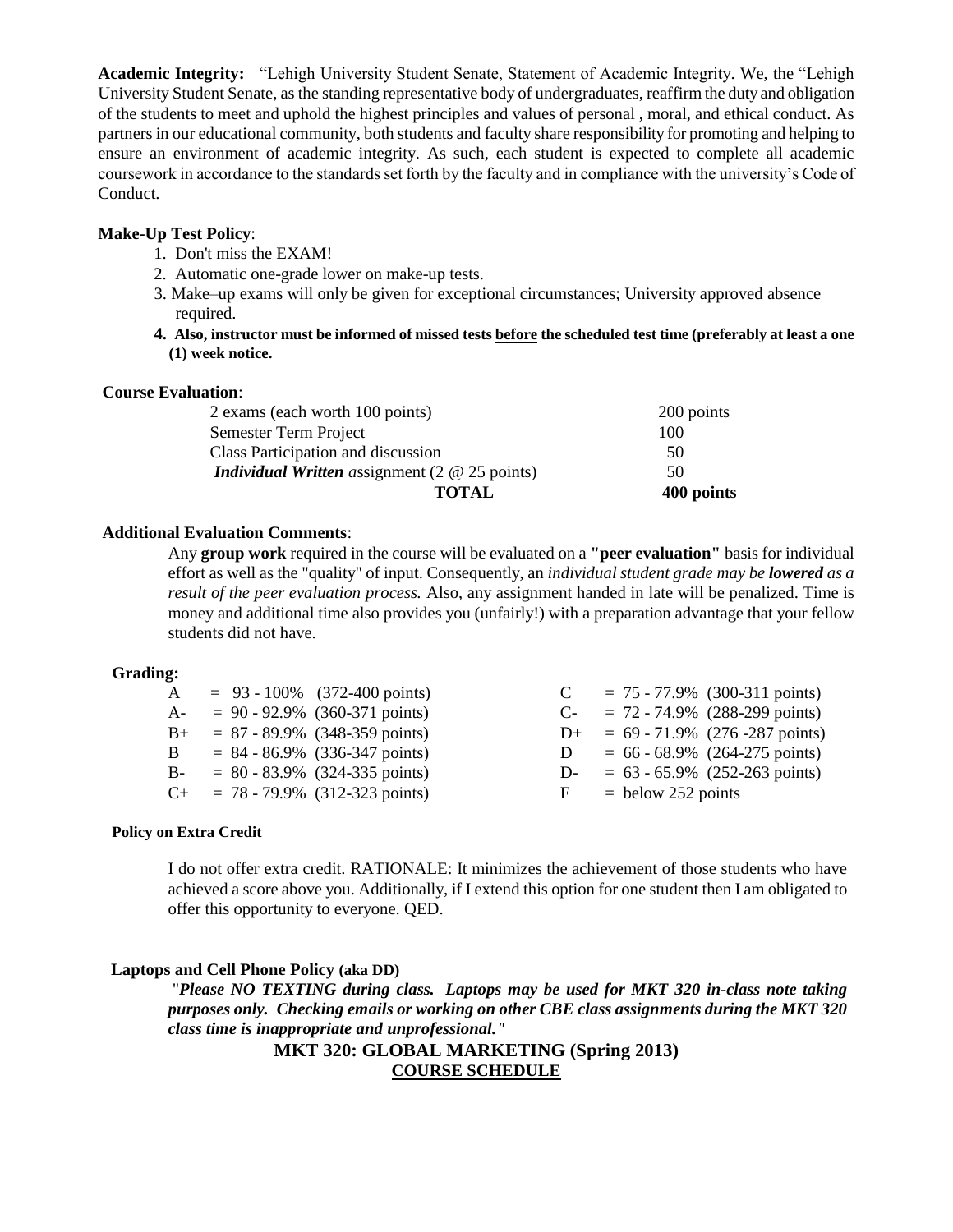**Academic Integrity:** "Lehigh University Student Senate, Statement of Academic Integrity. We, the "Lehigh University Student Senate, as the standing representative body of undergraduates, reaffirm the duty and obligation of the students to meet and uphold the highest principles and values of personal , moral, and ethical conduct. As partners in our educational community, both students and faculty share responsibility for promoting and helping to ensure an environment of academic integrity. As such, each student is expected to complete all academic coursework in accordance to the standards set forth by the faculty and in compliance with the university's Code of Conduct.

**Make-Up Test Policy**:

1. Don't miss the EXAM!
2. Automatic one-grade lower on make-up tests.
3. Make–up exams will only be given for exceptional circumstances; University approved absence required.
4. **Also, instructor must be informed of missed tests <u>before</u> the scheduled test time (preferably at least a one (1) week notice.**

**Course Evaluation**:

| | |
|---|---|
| 2 exams (each worth 100 points) | 200 points |
| Semester Term Project | 100 |
| Class Participation and discussion | 50 |
| ***Individual Written** assignment* (2 @ 25 points) | <u>50</u> |
| **TOTAL** | **400 points** |

**Additional Evaluation Comments**:

Any **group work** required in the course will be evaluated on a **"peer evaluation"** basis for individual effort as well as the "quality" of input. Consequently, an *individual student grade may be **lowered** as a result of the peer evaluation process.* Also, any assignment handed in late will be penalized. Time is money and additional time also provides you (unfairly!) with a preparation advantage that your fellow students did not have.

**Grading:**

| | | | |
|---|---|---|---|
| A | = 93 - 100% (372-400 points) | C | = 75 - 77.9% (300-311 points) |
| A- | = 90 - 92.9% (360-371 points) | C- | = 72 - 74.9% (288-299 points) |
| B+ | = 87 - 89.9% (348-359 points) | D+ | = 69 - 71.9% (276 -287 points) |
| B | = 84 - 86.9% (336-347 points) | D | = 66 - 68.9% (264-275 points) |
| B- | = 80 - 83.9% (324-335 points) | D- | = 63 - 65.9% (252-263 points) |
| C+ | = 78 - 79.9% (312-323 points) | F | = below 252 points |

**Policy on Extra Credit**

I do not offer extra credit. RATIONALE: It minimizes the achievement of those students who have achieved a score above you. Additionally, if I extend this option for one student then I am obligated to offer this opportunity to everyone. QED.

**Laptops and Cell Phone Policy (aka DD)**

"*Please NO TEXTING during class. Laptops may be used for MKT 320 in-class note taking purposes only. Checking emails or working on other CBE class assignments during the MKT 320 class time is inappropriate and unprofessional."*

## MKT 320: GLOBAL MARKETING (Spring 2013)

### <u>COURSE SCHEDULE</u>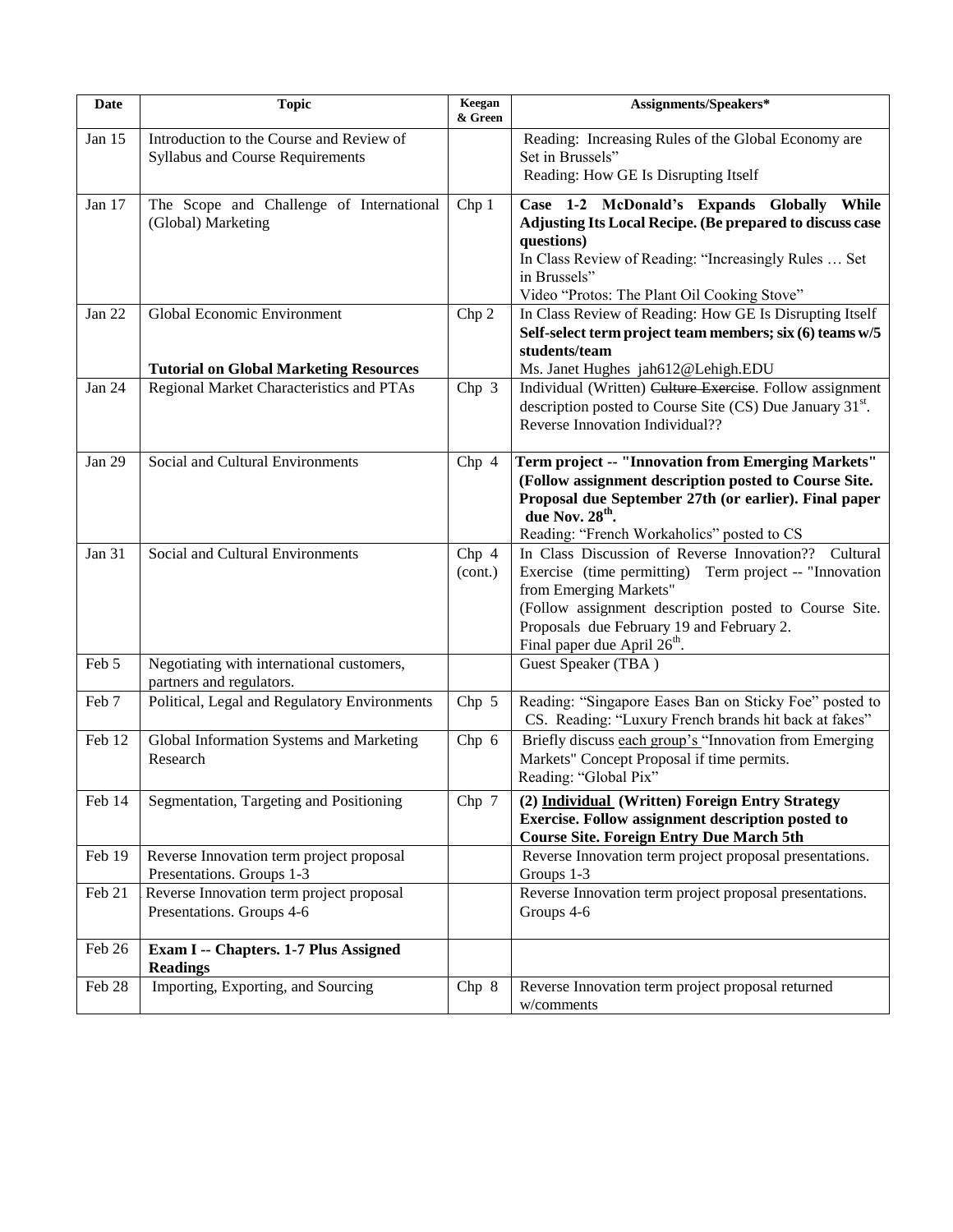| Date | Topic | Keegan & Green | Assignments/Speakers* |
|---|---|---|---|
| Jan 15 | Introduction to the Course and Review of Syllabus and Course Requirements | | Reading: Increasing Rules of the Global Economy are Set in Brussels"<br>Reading: How GE Is Disrupting Itself |
| Jan 17 | The Scope and Challenge of International (Global) Marketing | Chp 1 | **Case 1-2 McDonald's Expands Globally While Adjusting Its Local Recipe. (Be prepared to discuss case questions)**<br>In Class Review of Reading: "Increasingly Rules … Set in Brussels"<br>Video "Protos: The Plant Oil Cooking Stove" |
| Jan 22 | Global Economic Environment<br><br>**Tutorial on Global Marketing Resources** | Chp 2 | In Class Review of Reading: How GE Is Disrupting Itself<br>**Self-select term project team members; six (6) teams w/5 students/team**<br>Ms. Janet Hughes jah612@Lehigh.EDU |
| Jan 24 | Regional Market Characteristics and PTAs | Chp 3 | Individual (Written) ~~Culture Exercise~~. Follow assignment description posted to Course Site (CS) Due January 31st.<br>Reverse Innovation Individual?? |
| Jan 29 | Social and Cultural Environments | Chp 4 | **Term project -- "Innovation from Emerging Markets" (Follow assignment description posted to Course Site. Proposal due September 27th (or earlier). Final paper due Nov. 28th.**<br>Reading: "French Workaholics" posted to CS |
| Jan 31 | Social and Cultural Environments | Chp 4 (cont.) | In Class Discussion of Reverse Innovation?? Cultural Exercise (time permitting) Term project -- "Innovation from Emerging Markets"<br>(Follow assignment description posted to Course Site. Proposals due February 19 and February 2.<br>Final paper due April 26th. |
| Feb 5 | Negotiating with international customers, partners and regulators. | | Guest Speaker (TBA ) |
| Feb 7 | Political, Legal and Regulatory Environments | Chp 5 | Reading: "Singapore Eases Ban on Sticky Foe" posted to CS. Reading: "Luxury French brands hit back at fakes" |
| Feb 12 | Global Information Systems and Marketing Research | Chp 6 | Briefly discuss each group's "Innovation from Emerging Markets" Concept Proposal if time permits.<br>Reading: "Global Pix" |
| Feb 14 | Segmentation, Targeting and Positioning | Chp 7 | **(2) Individual (Written) Foreign Entry Strategy Exercise. Follow assignment description posted to Course Site. Foreign Entry Due March 5th** |
| Feb 19 | Reverse Innovation term project proposal Presentations. Groups 1-3 | | Reverse Innovation term project proposal presentations. Groups 1-3 |
| Feb 21 | Reverse Innovation term project proposal Presentations. Groups 4-6 | | Reverse Innovation term project proposal presentations. Groups 4-6 |
| Feb 26 | **Exam I -- Chapters. 1-7 Plus Assigned Readings** | | |
| Feb 28 | Importing, Exporting, and Sourcing | Chp 8 | Reverse Innovation term project proposal returned w/comments |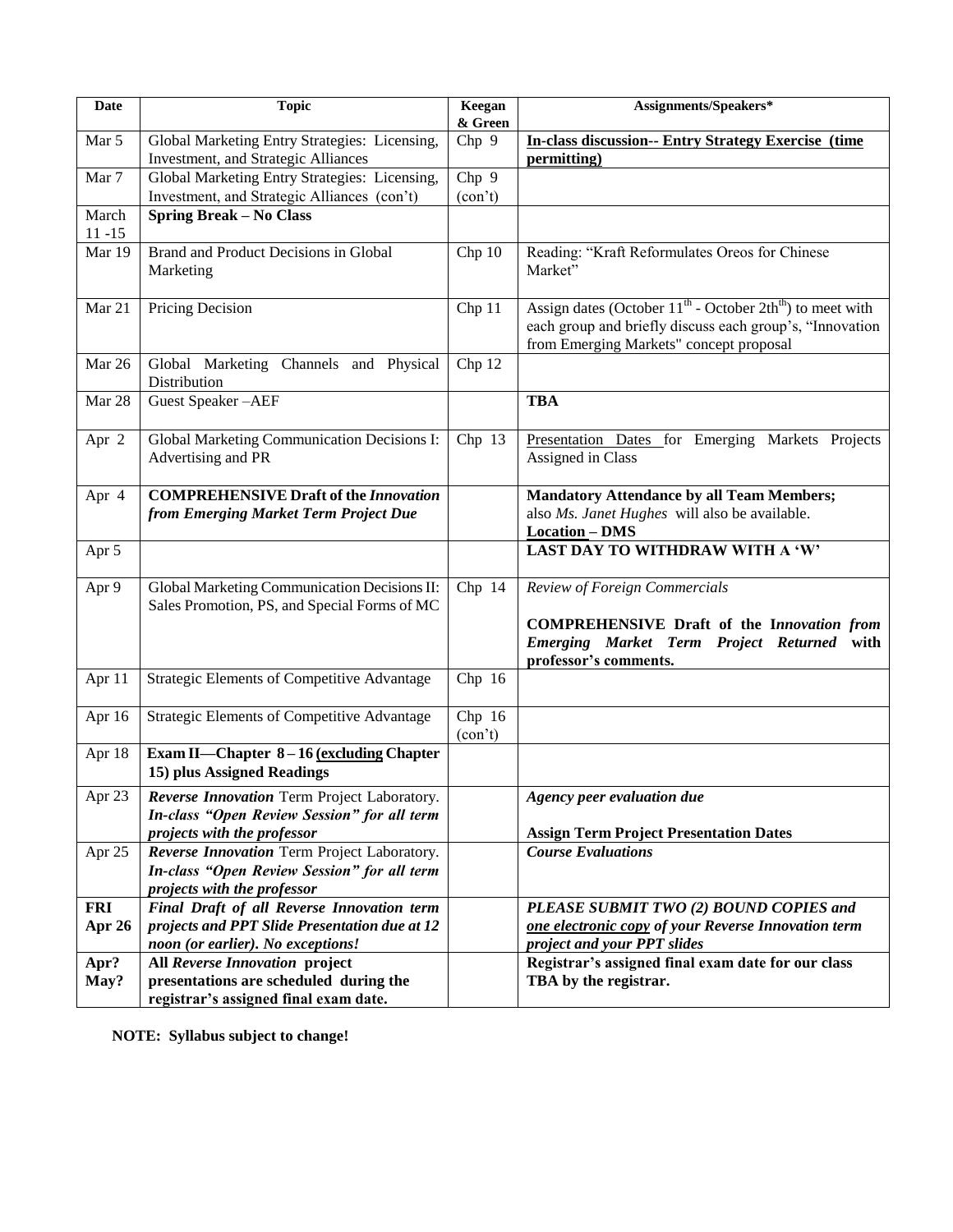| Date | Topic | Keegan & Green | Assignments/Speakers* |
|---|---|---|---|
| Mar 5 | Global Marketing Entry Strategies: Licensing, Investment, and Strategic Alliances | Chp 9 | **In-class discussion-- Entry Strategy Exercise (time permitting)** |
| Mar 7 | Global Marketing Entry Strategies: Licensing, Investment, and Strategic Alliances (con't) | Chp 9 (con't) | |
| March 11 -15 | **Spring Break – No Class** | | |
| Mar 19 | Brand and Product Decisions in Global Marketing | Chp 10 | Reading: "Kraft Reformulates Oreos for Chinese Market" |
| Mar 21 | Pricing Decision | Chp 11 | Assign dates (October 11th - October 2th th) to meet with each group and briefly discuss each group's, "Innovation from Emerging Markets" concept proposal |
| Mar 26 | Global Marketing Channels and Physical Distribution | Chp 12 | |
| Mar 28 | Guest Speaker –AEF | | **TBA** |
| Apr 2 | Global Marketing Communication Decisions I: Advertising and PR | Chp 13 | Presentation Dates for Emerging Markets Projects Assigned in Class |
| Apr 4 | **COMPREHENSIVE Draft of the *Innovation from Emerging Market Term Project Due*** | | **Mandatory Attendance by all Team Members;** also *Ms. Janet Hughes* will also be available. **Location – DMS** |
| Apr 5 | | | **LAST DAY TO WITHDRAW WITH A 'W'** |
| Apr 9 | Global Marketing Communication Decisions II: Sales Promotion, PS, and Special Forms of MC | Chp 14 | *Review of Foreign Commercials*<br><br>**COMPREHENSIVE Draft of the I*nnovation from Emerging Market Term Project Returned* with professor's comments.** |
| Apr 11 | Strategic Elements of Competitive Advantage | Chp 16 | |
| Apr 16 | Strategic Elements of Competitive Advantage | Chp 16 (con't) | |
| Apr 18 | **Exam II—Chapter 8 – 16 (excluding Chapter 15) plus Assigned Readings** | | |
| Apr 23 | ***Reverse Innovation*** Term Project Laboratory. ***In-class "Open Review Session" for all term projects with the professor*** | | ***Agency peer evaluation due***<br><br>**Assign Term Project Presentation Dates** |
| Apr 25 | ***Reverse Innovation*** Term Project Laboratory. ***In-class "Open Review Session" for all term projects with the professor*** | | ***Course Evaluations*** |
| **FRI Apr 26** | ***Final Draft of all Reverse Innovation term projects and PPT Slide Presentation due at 12 noon (or earlier). No exceptions!*** | | ***PLEASE SUBMIT TWO (2) BOUND COPIES and one electronic copy of your Reverse Innovation term project and your PPT slides*** |
| **Apr? May?** | **All *Reverse Innovation* project presentations are scheduled during the registrar's assigned final exam date.** | | **Registrar's assigned final exam date for our class TBA by the registrar.** |

**NOTE: Syllabus subject to change!**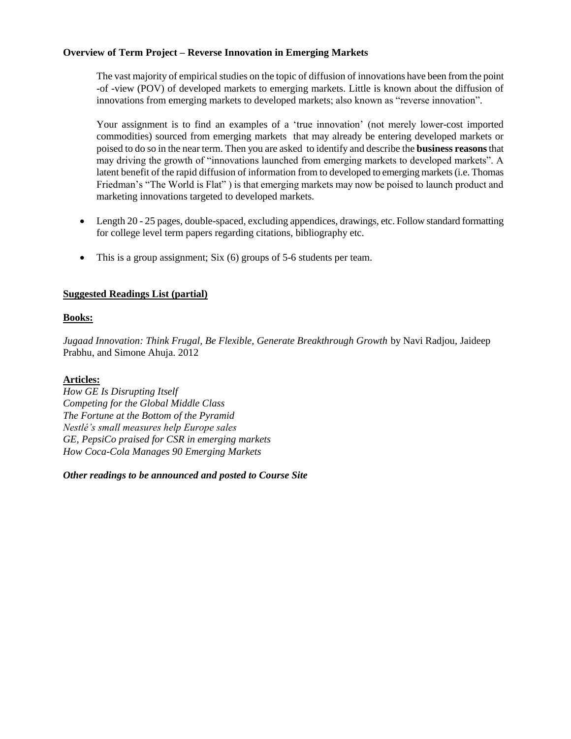**Overview of Term Project – Reverse Innovation in Emerging Markets**

The vast majority of empirical studies on the topic of diffusion of innovations have been from the point -of -view (POV) of developed markets to emerging markets. Little is known about the diffusion of innovations from emerging markets to developed markets; also known as "reverse innovation".

Your assignment is to find an examples of a 'true innovation' (not merely lower-cost imported commodities) sourced from emerging markets that may already be entering developed markets or poised to do so in the near term. Then you are asked to identify and describe the **business reasons** that may driving the growth of "innovations launched from emerging markets to developed markets". A latent benefit of the rapid diffusion of information from to developed to emerging markets (i.e. Thomas Friedman's "The World is Flat" ) is that emerging markets may now be poised to launch product and marketing innovations targeted to developed markets.

- Length 20 - 25 pages, double-spaced, excluding appendices, drawings, etc. Follow standard formatting for college level term papers regarding citations, bibliography etc.
- This is a group assignment; Six (6) groups of 5-6 students per team.

**Suggested Readings List (partial)**

**Books:**

*Jugaad Innovation: Think Frugal, Be Flexible, Generate Breakthrough Growth* by Navi Radjou, Jaideep Prabhu, and Simone Ahuja. 2012

**Articles:**

*How GE Is Disrupting Itself*
*Competing for the Global Middle Class*
*The Fortune at the Bottom of the Pyramid*
*Nestlé's small measures help Europe sales*
*GE, PepsiCo praised for CSR in emerging markets*
*How Coca-Cola Manages 90 Emerging Markets*

***Other readings to be announced and posted to Course Site***